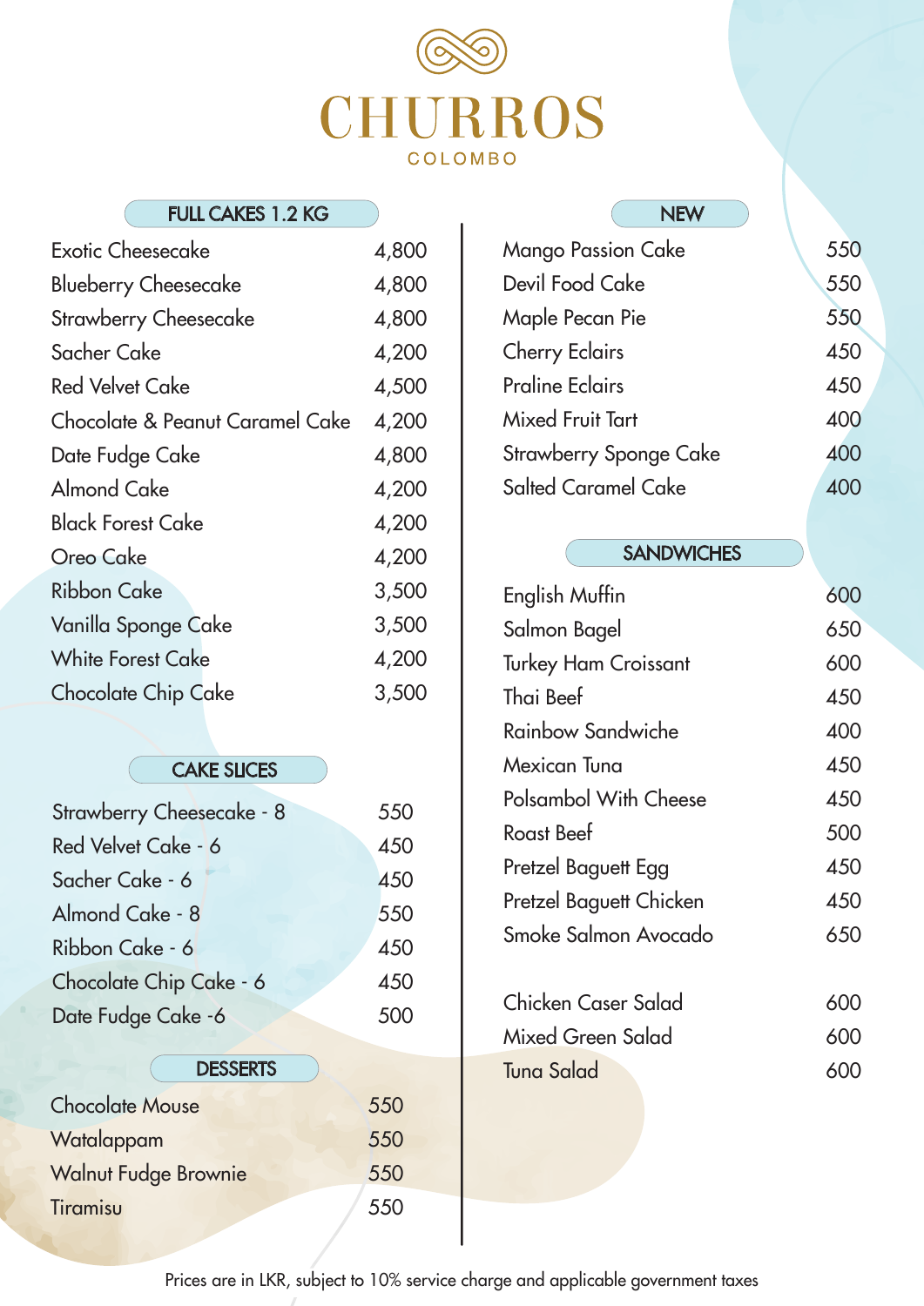# CHURROS

COLOMBO

## FULL CAKES 1.2 KG

| Item | Price |
| --- | --- |
| Exotic Cheesecake | 4,800 |
| Blueberry Cheesecake | 4,800 |
| Strawberry Cheesecake | 4,800 |
| Sacher Cake | 4,200 |
| Red Velvet Cake | 4,500 |
| Chocolate & Peanut Caramel Cake | 4,200 |
| Date Fudge Cake | 4,800 |
| Almond Cake | 4,200 |
| Black Forest Cake | 4,200 |
| Oreo Cake | 4,200 |
| Ribbon Cake | 3,500 |
| Vanilla Sponge Cake | 3,500 |
| White Forest Cake | 4,200 |
| Chocolate Chip Cake | 3,500 |

## CAKE SLICES

| Item | Price |
| --- | --- |
| Strawberry Cheesecake - 8 | 550 |
| Red Velvet Cake - 6 | 450 |
| Sacher Cake - 6 | 450 |
| Almond Cake - 8 | 550 |
| Ribbon Cake - 6 | 450 |
| Chocolate Chip Cake - 6 | 450 |
| Date Fudge Cake -6 | 500 |

## DESSERTS

| Item | Price |
| --- | --- |
| Chocolate Mouse | 550 |
| Watalappam | 550 |
| Walnut Fudge Brownie | 550 |
| Tiramisu | 550 |

## NEW

| Item | Price |
| --- | --- |
| Mango Passion Cake | 550 |
| Devil Food Cake | 550 |
| Maple Pecan Pie | 550 |
| Cherry Eclairs | 450 |
| Praline Eclairs | 450 |
| Mixed Fruit Tart | 400 |
| Strawberry Sponge Cake | 400 |
| Salted Caramel Cake | 400 |

## SANDWICHES

| Item | Price |
| --- | --- |
| English Muffin | 600 |
| Salmon Bagel | 650 |
| Turkey Ham Croissant | 600 |
| Thai Beef | 450 |
| Rainbow Sandwiche | 400 |
| Mexican Tuna | 450 |
| Polsambol With Cheese | 450 |
| Roast Beef | 500 |
| Pretzel Baguett Egg | 450 |
| Pretzel Baguett Chicken | 450 |
| Smoke Salmon Avocado | 650 |

| Item | Price |
| --- | --- |
| Chicken Caser Salad | 600 |
| Mixed Green Salad | 600 |
| Tuna Salad | 600 |

Prices are in LKR, subject to 10% service charge and applicable government taxes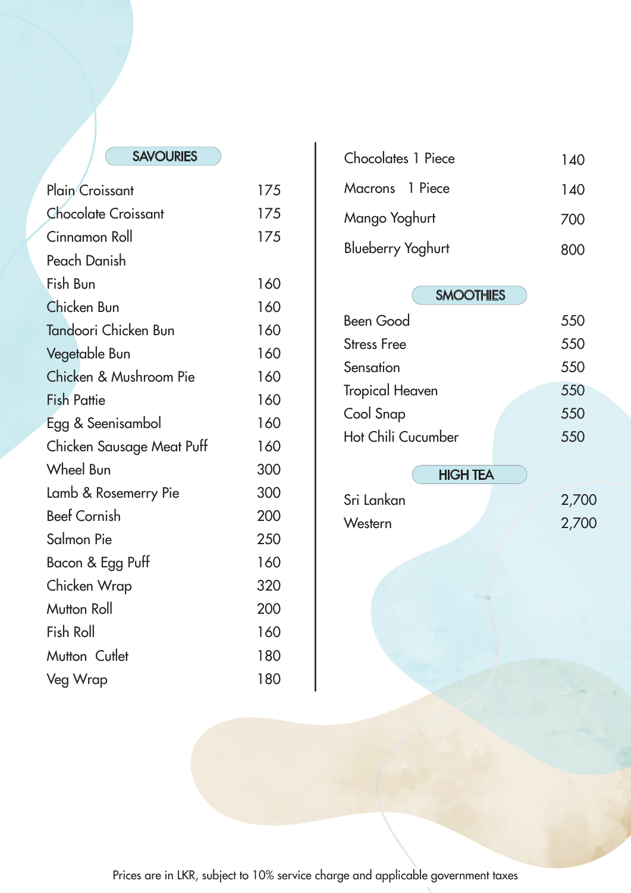## SAVOURIES

| | |
|---|---|
| Plain Croissant | 175 |
| Chocolate Croissant | 175 |
| Cinnamon Roll | 175 |
| Peach Danish | |
| Fish Bun | 160 |
| Chicken Bun | 160 |
| Tandoori Chicken Bun | 160 |
| Vegetable Bun | 160 |
| Chicken & Mushroom Pie | 160 |
| Fish Pattie | 160 |
| Egg & Seenisambol | 160 |
| Chicken Sausage Meat Puff | 160 |
| Wheel Bun | 300 |
| Lamb & Rosemerry Pie | 300 |
| Beef Cornish | 200 |
| Salmon Pie | 250 |
| Bacon & Egg Puff | 160 |
| Chicken Wrap | 320 |
| Mutton Roll | 200 |
| Fish Roll | 160 |
| Mutton Cutlet | 180 |
| Veg Wrap | 180 |

| | |
|---|---|
| Chocolates 1 Piece | 140 |
| Macrons 1 Piece | 140 |
| Mango Yoghurt | 700 |
| Blueberry Yoghurt | 800 |

## SMOOTHIES

| | |
|---|---|
| Been Good | 550 |
| Stress Free | 550 |
| Sensation | 550 |
| Tropical Heaven | 550 |
| Cool Snap | 550 |
| Hot Chili Cucumber | 550 |

## HIGH TEA

| | |
|---|---|
| Sri Lankan | 2,700 |
| Western | 2,700 |

Prices are in LKR, subject to 10% service charge and applicable government taxes